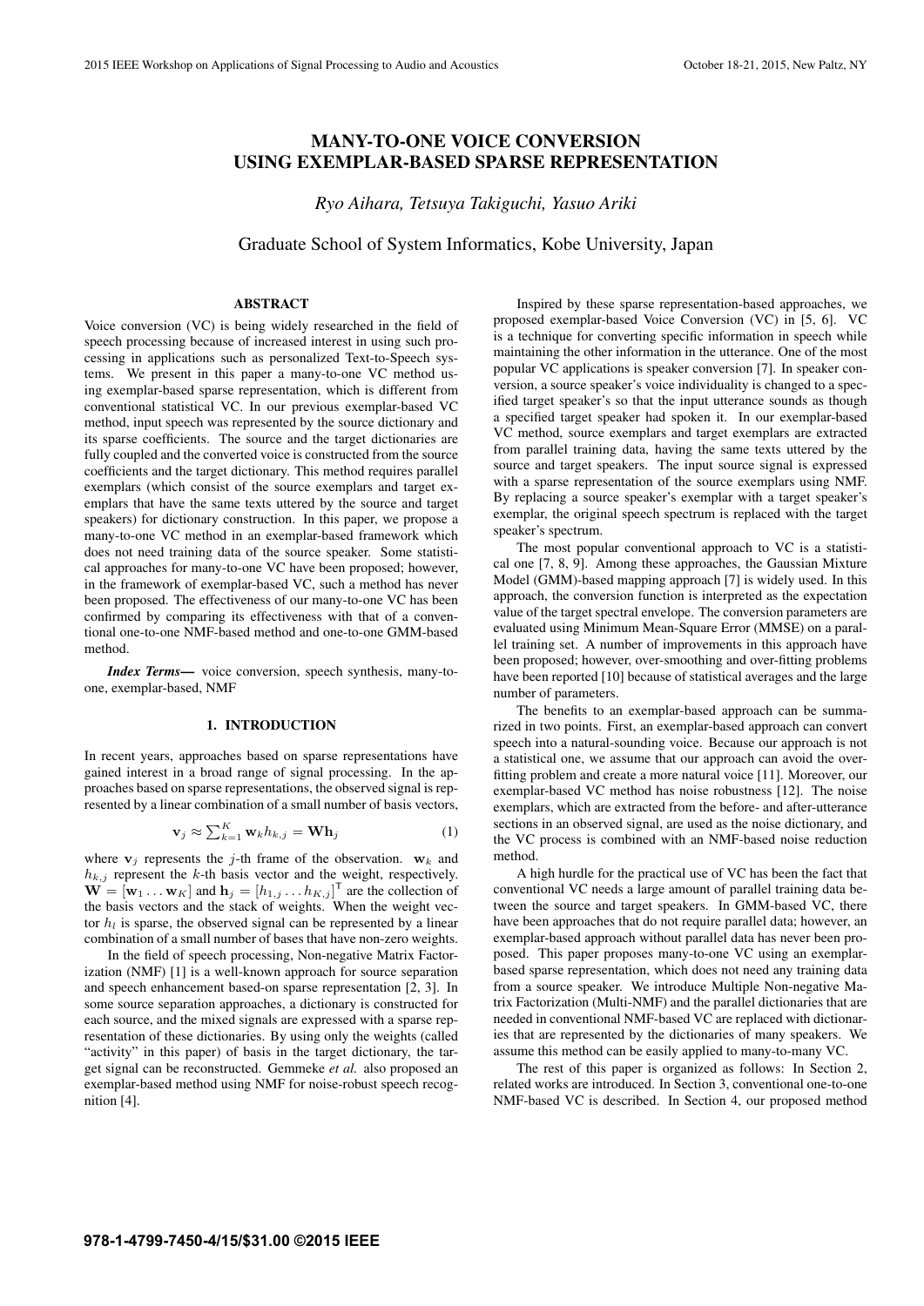# MANY-TO-ONE VOICE CONVERSION USING EXEMPLAR-BASED SPARSE REPRESENTATION

*Ryo Aihara, Tetsuya Takiguchi, Yasuo Ariki*

Graduate School of System Informatics, Kobe University, Japan

## ABSTRACT

Voice conversion (VC) is being widely researched in the field of speech processing because of increased interest in using such processing in applications such as personalized Text-to-Speech systems. We present in this paper a many-to-one VC method using exemplar-based sparse representation, which is different from conventional statistical VC. In our previous exemplar-based VC method, input speech was represented by the source dictionary and its sparse coefficients. The source and the target dictionaries are fully coupled and the converted voice is constructed from the source coefficients and the target dictionary. This method requires parallel exemplars (which consist of the source exemplars and target exemplars that have the same texts uttered by the source and target speakers) for dictionary construction. In this paper, we propose a many-to-one VC method in an exemplar-based framework which does not need training data of the source speaker. Some statistical approaches for many-to-one VC have been proposed; however, in the framework of exemplar-based VC, such a method has never been proposed. The effectiveness of our many-to-one VC has been confirmed by comparing its effectiveness with that of a conventional one-to-one NMF-based method and one-to-one GMM-based method.

***Index Terms*—** voice conversion, speech synthesis, many-to-one, exemplar-based, NMF

## 1. INTRODUCTION

In recent years, approaches based on sparse representations have gained interest in a broad range of signal processing. In the approaches based on sparse representations, the observed signal is represented by a linear combination of a small number of basis vectors,

$$\mathbf{v}_j \approx \textstyle\sum_{k=1}^{K} \mathbf{w}_k h_{k,j} = \mathbf{W}\mathbf{h}_j \tag{1}$$

where $\mathbf{v}_j$ represents the $j$-th frame of the observation. $\mathbf{w}_k$ and $h_{k,j}$ represent the $k$-th basis vector and the weight, respectively. $\mathbf{W} = [\mathbf{w}_1 \dots \mathbf{w}_K]$ and $\mathbf{h}_j = [h_{1,j} \dots h_{K,j}]^{\mathsf{T}}$ are the collection of the basis vectors and the stack of weights. When the weight vector $h_l$ is sparse, the observed signal can be represented by a linear combination of a small number of bases that have non-zero weights.

In the field of speech processing, Non-negative Matrix Factorization (NMF) [1] is a well-known approach for source separation and speech enhancement based-on sparse representation [2, 3]. In some source separation approaches, a dictionary is constructed for each source, and the mixed signals are expressed with a sparse representation of these dictionaries. By using only the weights (called "activity" in this paper) of basis in the target dictionary, the target signal can be reconstructed. Gemmeke *et al.* also proposed an exemplar-based method using NMF for noise-robust speech recognition [4].

Inspired by these sparse representation-based approaches, we proposed exemplar-based Voice Conversion (VC) in [5, 6]. VC is a technique for converting specific information in speech while maintaining the other information in the utterance. One of the most popular VC applications is speaker conversion [7]. In speaker conversion, a source speaker's voice individuality is changed to a specified target speaker's so that the input utterance sounds as though a specified target speaker had spoken it. In our exemplar-based VC method, source exemplars and target exemplars are extracted from parallel training data, having the same texts uttered by the source and target speakers. The input source signal is expressed with a sparse representation of the source exemplars using NMF. By replacing a source speaker's exemplar with a target speaker's exemplar, the original speech spectrum is replaced with the target speaker's spectrum.

The most popular conventional approach to VC is a statistical one [7, 8, 9]. Among these approaches, the Gaussian Mixture Model (GMM)-based mapping approach [7] is widely used. In this approach, the conversion function is interpreted as the expectation value of the target spectral envelope. The conversion parameters are evaluated using Minimum Mean-Square Error (MMSE) on a parallel training set. A number of improvements in this approach have been proposed; however, over-smoothing and over-fitting problems have been reported [10] because of statistical averages and the large number of parameters.

The benefits to an exemplar-based approach can be summarized in two points. First, an exemplar-based approach can convert speech into a natural-sounding voice. Because our approach is not a statistical one, we assume that our approach can avoid the overfitting problem and create a more natural voice [11]. Moreover, our exemplar-based VC method has noise robustness [12]. The noise exemplars, which are extracted from the before- and after-utterance sections in an observed signal, are used as the noise dictionary, and the VC process is combined with an NMF-based noise reduction method.

A high hurdle for the practical use of VC has been the fact that conventional VC needs a large amount of parallel training data between the source and target speakers. In GMM-based VC, there have been approaches that do not require parallel data; however, an exemplar-based approach without parallel data has never been proposed. This paper proposes many-to-one VC using an exemplar-based sparse representation, which does not need any training data from a source speaker. We introduce Multiple Non-negative Matrix Factorization (Multi-NMF) and the parallel dictionaries that are needed in conventional NMF-based VC are replaced with dictionaries that are represented by the dictionaries of many speakers. We assume this method can be easily applied to many-to-many VC.

The rest of this paper is organized as follows: In Section 2, related works are introduced. In Section 3, conventional one-to-one NMF-based VC is described. In Section 4, our proposed method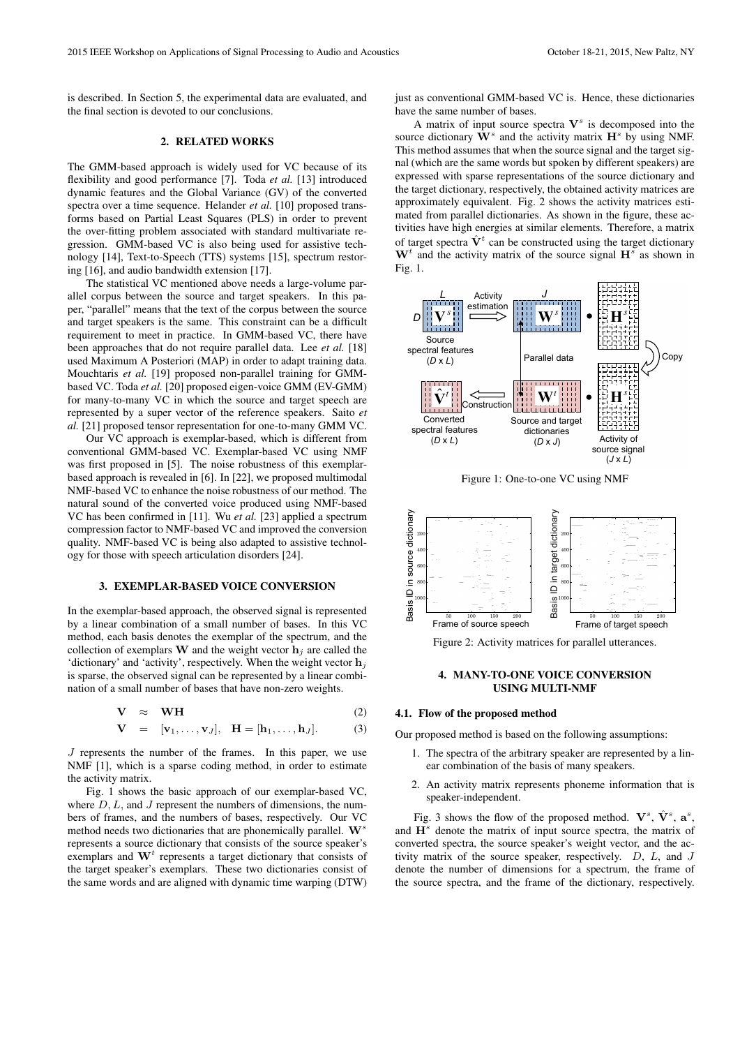is described. In Section 5, the experimental data are evaluated, and the final section is devoted to our conclusions.

## 2. RELATED WORKS

The GMM-based approach is widely used for VC because of its flexibility and good performance [7]. Toda *et al.* [13] introduced dynamic features and the Global Variance (GV) of the converted spectra over a time sequence. Helander *et al.* [10] proposed transforms based on Partial Least Squares (PLS) in order to prevent the over-fitting problem associated with standard multivariate regression. GMM-based VC is also being used for assistive technology [14], Text-to-Speech (TTS) systems [15], spectrum restoring [16], and audio bandwidth extension [17].

The statistical VC mentioned above needs a large-volume parallel corpus between the source and target speakers. In this paper, "parallel" means that the text of the corpus between the source and target speakers is the same. This constraint can be a difficult requirement to meet in practice. In GMM-based VC, there have been approaches that do not require parallel data. Lee *et al.* [18] used Maximum A Posteriori (MAP) in order to adapt training data. Mouchtaris *et al.* [19] proposed non-parallel training for GMM-based VC. Toda *et al.* [20] proposed eigen-voice GMM (EV-GMM) for many-to-many VC in which the source and target speech are represented by a super vector of the reference speakers. Saito *et al.* [21] proposed tensor representation for one-to-many GMM VC.

Our VC approach is exemplar-based, which is different from conventional GMM-based VC. Exemplar-based VC using NMF was first proposed in [5]. The noise robustness of this exemplar-based approach is revealed in [6]. In [22], we proposed multimodal NMF-based VC to enhance the noise robustness of our method. The natural sound of the converted voice produced using NMF-based VC has been confirmed in [11]. Wu *et al.* [23] applied a spectrum compression factor to NMF-based VC and improved the conversion quality. NMF-based VC is being also adapted to assistive technology for those with speech articulation disorders [24].

## 3. EXEMPLAR-BASED VOICE CONVERSION

In the exemplar-based approach, the observed signal is represented by a linear combination of a small number of bases. In this VC method, each basis denotes the exemplar of the spectrum, and the collection of exemplars $\mathbf{W}$ and the weight vector $\mathbf{h}_j$ are called the 'dictionary' and 'activity', respectively. When the weight vector $\mathbf{h}_j$ is sparse, the observed signal can be represented by a linear combination of a small number of bases that have non-zero weights.

$$\mathbf{V} \approx \mathbf{W}\mathbf{H} \tag{2}$$

$$\mathbf{V} = [\mathbf{v}_1, \ldots, \mathbf{v}_J], \quad \mathbf{H} = [\mathbf{h}_1, \ldots, \mathbf{h}_J]. \tag{3}$$

$J$ represents the number of the frames. In this paper, we use NMF [1], which is a sparse coding method, in order to estimate the activity matrix.

Fig. 1 shows the basic approach of our exemplar-based VC, where $D, L$, and $J$ represent the numbers of dimensions, the numbers of frames, and the numbers of bases, respectively. Our VC method needs two dictionaries that are phonemically parallel. $\mathbf{W}^s$ represents a source dictionary that consists of the source speaker's exemplars and $\mathbf{W}^t$ represents a target dictionary that consists of the target speaker's exemplars. These two dictionaries consist of the same words and are aligned with dynamic time warping (DTW) just as conventional GMM-based VC is. Hence, these dictionaries have the same number of bases.

A matrix of input source spectra $\mathbf{V}^s$ is decomposed into the source dictionary $\mathbf{W}^s$ and the activity matrix $\mathbf{H}^s$ by using NMF. This method assumes that when the source signal and the target signal (which are the same words but spoken by different speakers) are expressed with sparse representations of the source dictionary and the target dictionary, respectively, the obtained activity matrices are approximately equivalent. Fig. 2 shows the activity matrices estimated from parallel dictionaries. As shown in the figure, these activities have high energies at similar elements. Therefore, a matrix of target spectra $\hat{\mathbf{V}}^t$ can be constructed using the target dictionary $\mathbf{W}^t$ and the activity matrix of the source signal $\mathbf{H}^s$ as shown in Fig. 1.

Figure 1: One-to-one VC using NMF

Figure 2: Activity matrices for parallel utterances.

## 4. MANY-TO-ONE VOICE CONVERSION USING MULTI-NMF

### 4.1. Flow of the proposed method

Our proposed method is based on the following assumptions:

1. The spectra of the arbitrary speaker are represented by a linear combination of the basis of many speakers.
2. An activity matrix represents phoneme information that is speaker-independent.

Fig. 3 shows the flow of the proposed method. $\mathbf{V}^s$, $\hat{\mathbf{V}}^s$, $\mathbf{a}^s$, and $\mathbf{H}^s$ denote the matrix of input source spectra, the matrix of converted spectra, the source speaker's weight vector, and the activity matrix of the source speaker, respectively. $D$, $L$, and $J$ denote the number of dimensions for a spectrum, the frame of the source spectra, and the frame of the dictionary, respectively.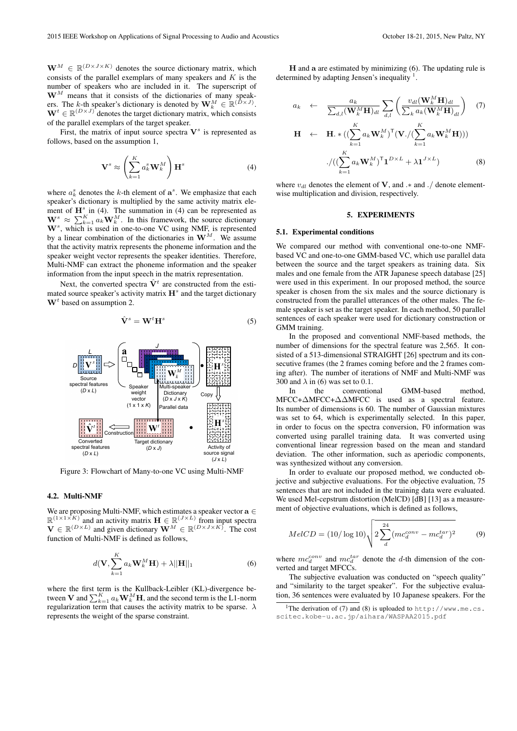$\mathbf{W}^M \in \mathbb{R}^{(D \times J \times K)}$ denotes the source dictionary matrix, which consists of the parallel exemplars of many speakers and $K$ is the number of speakers who are included in it. The superscript of $\mathbf{W}^M$ means that it consists of the dictionaries of many speakers. The $k$-th speaker's dictionary is denoted by $\mathbf{W}_k^M \in \mathbb{R}^{(D \times J)}$. $\mathbf{W}^t \in \mathbb{R}^{(D \times J)}$ denotes the target dictionary matrix, which consists of the parallel exemplars of the target speaker.

First, the matrix of input source spectra $\mathbf{V}^s$ is represented as follows, based on the assumption 1,

$$\mathbf{V}^s \approx \left( \sum_{k=1}^{K} a_k^s \mathbf{W}_k^M \right) \mathbf{H}^s \tag{4}$$

where $a_k^s$ denotes the $k$-th element of $\mathbf{a}^s$. We emphasize that each speaker's dictionary is multiplied by the same activity matrix element of $\mathbf{H}^s$ in (4). The summation in (4) can be represented as $\mathbf{W}^s \approx \sum_{k=1}^{K} a_k \mathbf{W}_k^M$. In this framework, the source dictionary $\mathbf{W}^s$, which is used in one-to-one VC using NMF, is represented by a linear combination of the dictionaries in $\mathbf{W}^M$. We assume that the activity matrix represents the phoneme information and the speaker weight vector represents the speaker identities. Therefore, Multi-NMF can extract the phoneme information and the speaker information from the input speech in the matrix representation.

Next, the converted spectra $\hat{\mathbf{V}}^t$ are constructed from the estimated source speaker's activity matrix $\mathbf{H}^s$ and the target dictionary $\mathbf{W}^t$ based on assumption 2.

$$\hat{\mathbf{V}}^s = \mathbf{W}^t \mathbf{H}^s \tag{5}$$

Figure 3: Flowchart of Many-to-one VC using Multi-NMF

### 4.2. Multi-NMF

We are proposing Multi-NMF, which estimates a speaker vector $\mathbf{a} \in \mathbb{R}^{(1 \times 1 \times K)}$ and an activity matrix $\mathbf{H} \in \mathbb{R}^{(J \times L)}$ from input spectra $\mathbf{V} \in \mathbb{R}^{(D \times L)}$ and given dictionary $\mathbf{W}^M \in \mathbb{R}^{(D \times J \times K)}$. The cost function of Multi-NMF is defined as follows,

$$d(\mathbf{V}, \sum_{k=1}^{K} a_k \mathbf{W}_k^M \mathbf{H}) + \lambda ||\mathbf{H}||_1 \tag{6}$$

where the first term is the Kullback-Leibler (KL)-divergence between $\mathbf{V}$ and $\sum_{k=1}^{K} a_k \mathbf{W}_k^M \mathbf{H}$, and the second term is the L1-norm regularization term that causes the activity matrix to be sparse. $\lambda$ represents the weight of the sparse constraint.

$\mathbf{H}$ and $\mathbf{a}$ are estimated by minimizing (6). The updating rule is determined by adapting Jensen's inequality [1].

$$a_k \leftarrow \frac{a_k}{\sum_{d,l} (\mathbf{W}_k^M \mathbf{H})_{dl}} \sum_{d,l} \left( \frac{v_{dl} (\mathbf{W}_k^M \mathbf{H})_{dl}}{\sum_k a_k (\mathbf{W}_k^M \mathbf{H})_{dl}} \right) \tag{7}$$

$$\mathbf{H} \leftarrow \mathbf{H}.*((\sum_{k=1}^{K} a_k \mathbf{W}_k^M)^\mathsf{T} (\mathbf{V}./(\sum_{k=1}^{K} a_k \mathbf{W}_k^M \mathbf{H})))$$
$$./((\sum_{k=1}^{K} a_k \mathbf{W}_k^M)^\mathsf{T} \mathbf{1}^{D \times L} + \lambda \mathbf{1}^{J \times L}) \tag{8}$$

where $v_{dl}$ denotes the element of $\mathbf{V}$, and $.*$ and $./$ denote element-wise multiplication and division, respectively.

## 5. EXPERIMENTS

### 5.1. Experimental conditions

We compared our method with conventional one-to-one NMF-based VC and one-to-one GMM-based VC, which use parallel data between the source and the target speakers as training data. Six males and one female from the ATR Japanese speech database [25] were used in this experiment. In our proposed method, the source speaker is chosen from the six males and the source dictionary is constructed from the parallel utterances of the other males. The female speaker is set as the target speaker. In each method, 50 parallel sentences of each speaker were used for dictionary construction or GMM training.

In the proposed and conventional NMF-based methods, the number of dimensions for the spectral feature was 2,565. It consisted of a 513-dimensional STRAIGHT [26] spectrum and its consecutive frames (the 2 frames coming before and the 2 frames coming after). The number of iterations of NMF and Multi-NMF was 300 and $\lambda$ in (6) was set to 0.1.

In the conventional GMM-based method, MFCC+$\Delta$MFCC+$\Delta\Delta$MFCC is used as a spectral feature. Its number of dimensions is 60. The number of Gaussian mixtures was set to 64, which is experimentally selected. In this paper, in order to focus on the spectra conversion, F0 information was converted using parallel training data. It was converted using conventional linear regression based on the mean and standard deviation. The other information, such as aperiodic components, was synthesized without any conversion.

In order to evaluate our proposed method, we conducted objective and subjective evaluations. For the objective evaluation, 75 sentences that are not included in the training data were evaluated. We used Mel-cepstrum distortion (MelCD) [dB] [13] as a measurement of objective evaluations, which is defined as follows,

$$MelCD = (10/\log 10)\sqrt{2\sum_{d}^{24}(mc_d^{conv} - mc_d^{tar})^2} \tag{9}$$

where $mc_d^{conv}$ and $mc_d^{tar}$ denote the $d$-th dimension of the converted and target MFCCs.

The subjective evaluation was conducted on "speech quality" and "similarity to the target speaker". For the subjective evaluation, 36 sentences were evaluated by 10 Japanese speakers. For the

[1] The derivation of (7) and (8) is uploaded to http://www.me.cs.scitec.kobe-u.ac.jp/aihara/WASPAA2015.pdf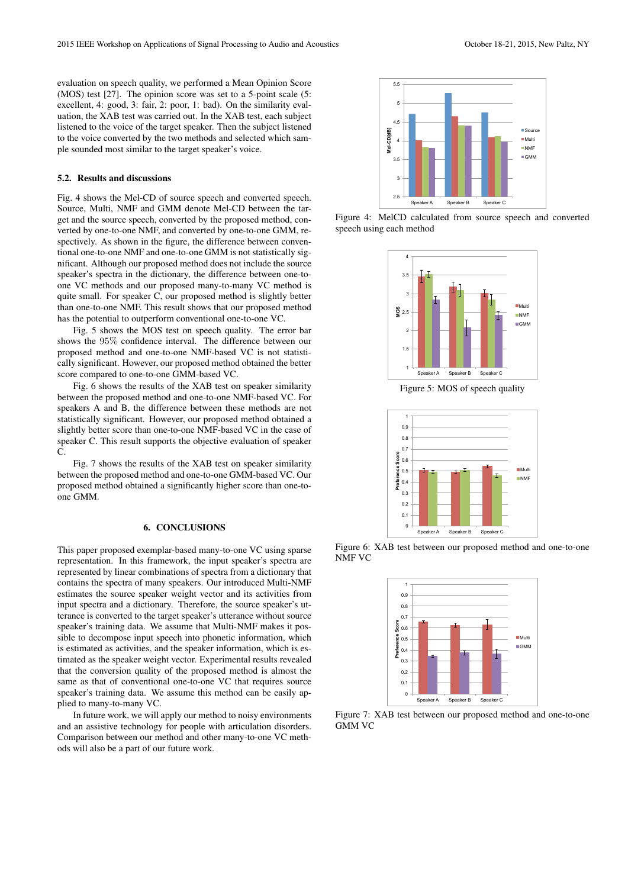evaluation on speech quality, we performed a Mean Opinion Score (MOS) test [27]. The opinion score was set to a 5-point scale (5: excellent, 4: good, 3: fair, 2: poor, 1: bad). On the similarity evaluation, the XAB test was carried out. In the XAB test, each subject listened to the voice of the target speaker. Then the subject listened to the voice converted by the two methods and selected which sample sounded most similar to the target speaker's voice.

### 5.2. Results and discussions

Fig. 4 shows the Mel-CD of source speech and converted speech. Source, Multi, NMF and GMM denote Mel-CD between the target and the source speech, converted by the proposed method, converted by one-to-one NMF, and converted by one-to-one GMM, respectively. As shown in the figure, the difference between conventional one-to-one NMF and one-to-one GMM is not statistically significant. Although our proposed method does not include the source speaker's spectra in the dictionary, the difference between one-to-one VC methods and our proposed many-to-many VC method is quite small. For speaker C, our proposed method is slightly better than one-to-one NMF. This result shows that our proposed method has the potential to outperform conventional one-to-one VC.

Fig. 5 shows the MOS test on speech quality. The error bar shows the 95% confidence interval. The difference between our proposed method and one-to-one NMF-based VC is not statistically significant. However, our proposed method obtained the better score compared to one-to-one GMM-based VC.

Fig. 6 shows the results of the XAB test on speaker similarity between the proposed method and one-to-one NMF-based VC. For speakers A and B, the difference between these methods are not statistically significant. However, our proposed method obtained a slightly better score than one-to-one NMF-based VC in the case of speaker C. This result supports the objective evaluation of speaker C.

Fig. 7 shows the results of the XAB test on speaker similarity between the proposed method and one-to-one GMM-based VC. Our proposed method obtained a significantly higher score than one-to-one GMM.

## 6. CONCLUSIONS

This paper proposed exemplar-based many-to-one VC using sparse representation. In this framework, the input speaker's spectra are represented by linear combinations of spectra from a dictionary that contains the spectra of many speakers. Our introduced Multi-NMF estimates the source speaker weight vector and its activities from input spectra and a dictionary. Therefore, the source speaker's utterance is converted to the target speaker's utterance without source speaker's training data. We assume that Multi-NMF makes it possible to decompose input speech into phonetic information, which is estimated as activities, and the speaker information, which is estimated as the speaker weight vector. Experimental results revealed that the conversion quality of the proposed method is almost the same as that of conventional one-to-one VC that requires source speaker's training data. We assume this method can be easily applied to many-to-many VC.

In future work, we will apply our method to noisy environments and an assistive technology for people with articulation disorders. Comparison between our method and other many-to-one VC methods will also be a part of our future work.

Figure 4: MelCD calculated from source speech and converted speech using each method

Figure 5: MOS of speech quality

Figure 6: XAB test between our proposed method and one-to-one NMF VC

Figure 7: XAB test between our proposed method and one-to-one GMM VC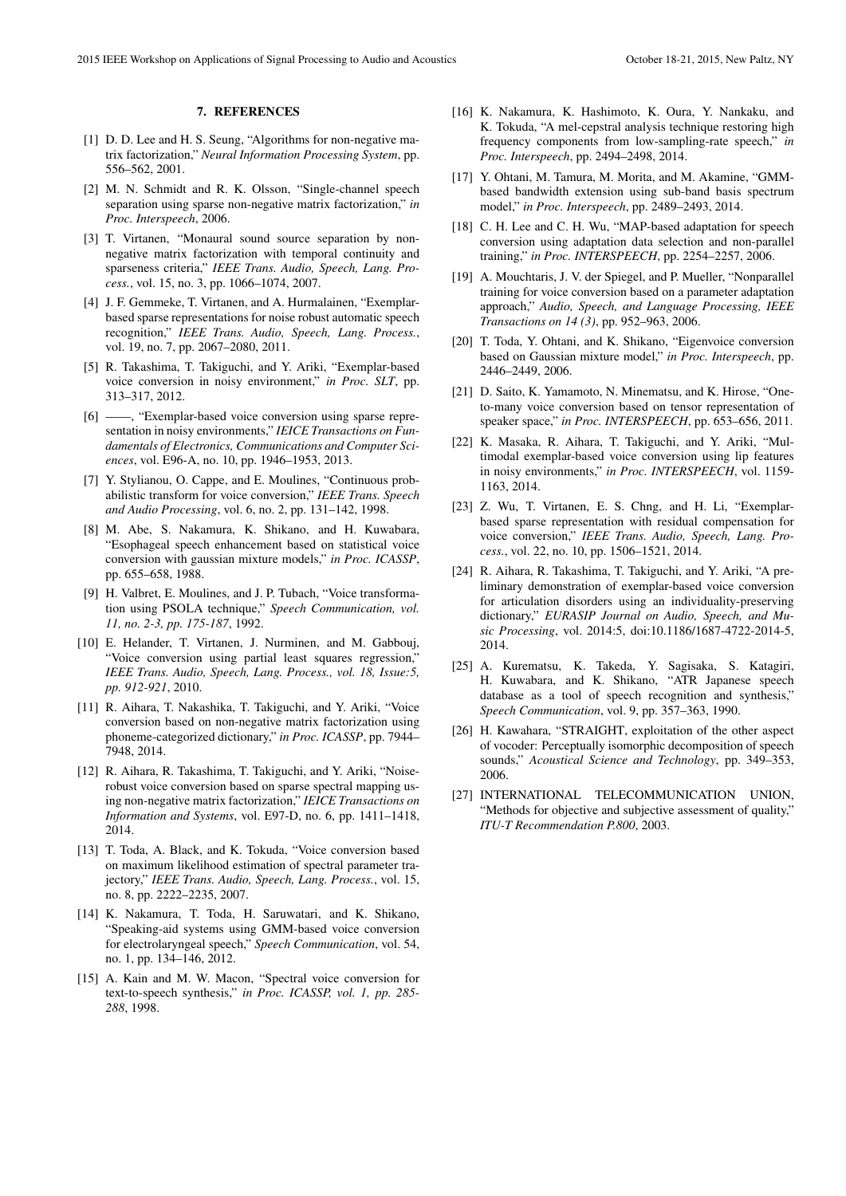## 7. REFERENCES

[1] D. D. Lee and H. S. Seung, "Algorithms for non-negative matrix factorization," *Neural Information Processing System*, pp. 556–562, 2001.

[2] M. N. Schmidt and R. K. Olsson, "Single-channel speech separation using sparse non-negative matrix factorization," *in Proc. Interspeech*, 2006.

[3] T. Virtanen, "Monaural sound source separation by non-negative matrix factorization with temporal continuity and sparseness criteria," *IEEE Trans. Audio, Speech, Lang. Process.*, vol. 15, no. 3, pp. 1066–1074, 2007.

[4] J. F. Gemmeke, T. Virtanen, and A. Hurmalainen, "Exemplar-based sparse representations for noise robust automatic speech recognition," *IEEE Trans. Audio, Speech, Lang. Process.*, vol. 19, no. 7, pp. 2067–2080, 2011.

[5] R. Takashima, T. Takiguchi, and Y. Ariki, "Exemplar-based voice conversion in noisy environment," *in Proc. SLT*, pp. 313–317, 2012.

[6] ——, "Exemplar-based voice conversion using sparse representation in noisy environments," *IEICE Transactions on Fundamentals of Electronics, Communications and Computer Sciences*, vol. E96-A, no. 10, pp. 1946–1953, 2013.

[7] Y. Stylianou, O. Cappe, and E. Moulines, "Continuous probabilistic transform for voice conversion," *IEEE Trans. Speech and Audio Processing*, vol. 6, no. 2, pp. 131–142, 1998.

[8] M. Abe, S. Nakamura, K. Shikano, and H. Kuwabara, "Esophageal speech enhancement based on statistical voice conversion with gaussian mixture models," *in Proc. ICASSP*, pp. 655–658, 1988.

[9] H. Valbret, E. Moulines, and J. P. Tubach, "Voice transformation using PSOLA technique," *Speech Communication, vol. 11, no. 2-3, pp. 175-187*, 1992.

[10] E. Helander, T. Virtanen, J. Nurminen, and M. Gabbouj, "Voice conversion using partial least squares regression," *IEEE Trans. Audio, Speech, Lang. Process., vol. 18, Issue:5, pp. 912-921*, 2010.

[11] R. Aihara, T. Nakashika, T. Takiguchi, and Y. Ariki, "Voice conversion based on non-negative matrix factorization using phoneme-categorized dictionary," *in Proc. ICASSP*, pp. 7944–7948, 2014.

[12] R. Aihara, R. Takashima, T. Takiguchi, and Y. Ariki, "Noise-robust voice conversion based on sparse spectral mapping using non-negative matrix factorization," *IEICE Transactions on Information and Systems*, vol. E97-D, no. 6, pp. 1411–1418, 2014.

[13] T. Toda, A. Black, and K. Tokuda, "Voice conversion based on maximum likelihood estimation of spectral parameter trajectory," *IEEE Trans. Audio, Speech, Lang. Process.*, vol. 15, no. 8, pp. 2222–2235, 2007.

[14] K. Nakamura, T. Toda, H. Saruwatari, and K. Shikano, "Speaking-aid systems using GMM-based voice conversion for electrolaryngeal speech," *Speech Communication*, vol. 54, no. 1, pp. 134–146, 2012.

[15] A. Kain and M. W. Macon, "Spectral voice conversion for text-to-speech synthesis," *in Proc. ICASSP, vol. 1, pp. 285-288*, 1998.

[16] K. Nakamura, K. Hashimoto, K. Oura, Y. Nankaku, and K. Tokuda, "A mel-cepstral analysis technique restoring high frequency components from low-sampling-rate speech," *in Proc. Interspeech*, pp. 2494–2498, 2014.

[17] Y. Ohtani, M. Tamura, M. Morita, and M. Akamine, "GMM-based bandwidth extension using sub-band basis spectrum model," *in Proc. Interspeech*, pp. 2489–2493, 2014.

[18] C. H. Lee and C. H. Wu, "MAP-based adaptation for speech conversion using adaptation data selection and non-parallel training," *in Proc. INTERSPEECH*, pp. 2254–2257, 2006.

[19] A. Mouchtaris, J. V. der Spiegel, and P. Mueller, "Nonparallel training for voice conversion based on a parameter adaptation approach," *Audio, Speech, and Language Processing, IEEE Transactions on 14 (3)*, pp. 952–963, 2006.

[20] T. Toda, Y. Ohtani, and K. Shikano, "Eigenvoice conversion based on Gaussian mixture model," *in Proc. Interspeech*, pp. 2446–2449, 2006.

[21] D. Saito, K. Yamamoto, N. Minematsu, and K. Hirose, "One-to-many voice conversion based on tensor representation of speaker space," *in Proc. INTERSPEECH*, pp. 653–656, 2011.

[22] K. Masaka, R. Aihara, T. Takiguchi, and Y. Ariki, "Multimodal exemplar-based voice conversion using lip features in noisy environments," *in Proc. INTERSPEECH*, vol. 1159-1163, 2014.

[23] Z. Wu, T. Virtanen, E. S. Chng, and H. Li, "Exemplar-based sparse representation with residual compensation for voice conversion," *IEEE Trans. Audio, Speech, Lang. Process.*, vol. 22, no. 10, pp. 1506–1521, 2014.

[24] R. Aihara, R. Takashima, T. Takiguchi, and Y. Ariki, "A preliminary demonstration of exemplar-based voice conversion for articulation disorders using an individuality-preserving dictionary," *EURASIP Journal on Audio, Speech, and Music Processing*, vol. 2014:5, doi:10.1186/1687-4722-2014-5, 2014.

[25] A. Kurematsu, K. Takeda, Y. Sagisaka, S. Katagiri, H. Kuwabara, and K. Shikano, "ATR Japanese speech database as a tool of speech recognition and synthesis," *Speech Communication*, vol. 9, pp. 357–363, 1990.

[26] H. Kawahara, "STRAIGHT, exploitation of the other aspect of vocoder: Perceptually isomorphic decomposition of speech sounds," *Acoustical Science and Technology*, pp. 349–353, 2006.

[27] INTERNATIONAL TELECOMMUNICATION UNION, "Methods for objective and subjective assessment of quality," *ITU-T Recommendation P.800*, 2003.